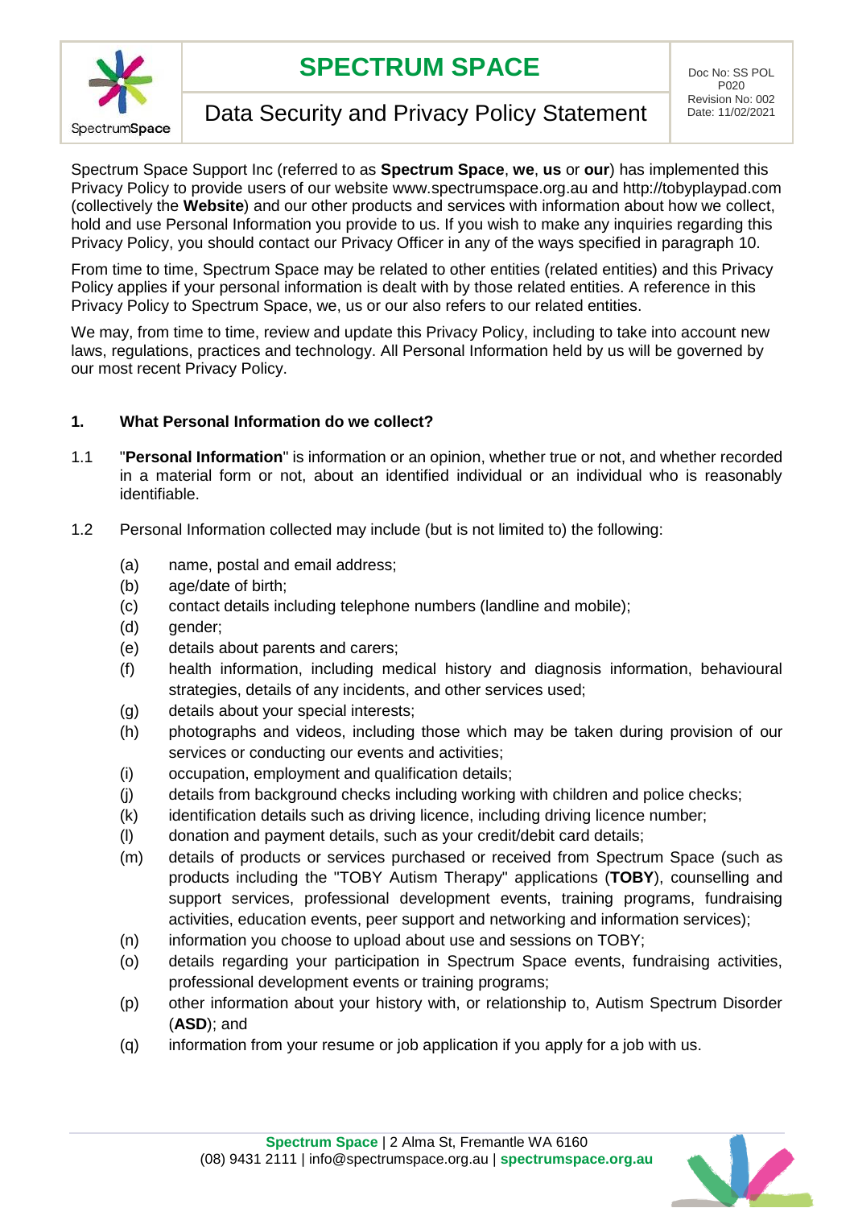# SPECTRUM SPACE

## Data Security and Privacy Policy Statement

Doc No: SS POL P020
Revision No: 002
Date: 11/02/2021

Spectrum Space Support Inc (referred to as **Spectrum Space**, **we**, **us** or **our**) has implemented this Privacy Policy to provide users of our website www.spectrumspace.org.au and http://tobyplaypad.com (collectively the **Website**) and our other products and services with information about how we collect, hold and use Personal Information you provide to us. If you wish to make any inquiries regarding this Privacy Policy, you should contact our Privacy Officer in any of the ways specified in paragraph 10.

From time to time, Spectrum Space may be related to other entities (related entities) and this Privacy Policy applies if your personal information is dealt with by those related entities. A reference in this Privacy Policy to Spectrum Space, we, us or our also refers to our related entities.

We may, from time to time, review and update this Privacy Policy, including to take into account new laws, regulations, practices and technology. All Personal Information held by us will be governed by our most recent Privacy Policy.

### 1. What Personal Information do we collect?

1.1 "**Personal Information**" is information or an opinion, whether true or not, and whether recorded in a material form or not, about an identified individual or an individual who is reasonably identifiable.

1.2 Personal Information collected may include (but is not limited to) the following:

- (a) name, postal and email address;
- (b) age/date of birth;
- (c) contact details including telephone numbers (landline and mobile);
- (d) gender;
- (e) details about parents and carers;
- (f) health information, including medical history and diagnosis information, behavioural strategies, details of any incidents, and other services used;
- (g) details about your special interests;
- (h) photographs and videos, including those which may be taken during provision of our services or conducting our events and activities;
- (i) occupation, employment and qualification details;
- (j) details from background checks including working with children and police checks;
- (k) identification details such as driving licence, including driving licence number;
- (l) donation and payment details, such as your credit/debit card details;
- (m) details of products or services purchased or received from Spectrum Space (such as products including the "TOBY Autism Therapy" applications (**TOBY**), counselling and support services, professional development events, training programs, fundraising activities, education events, peer support and networking and information services);
- (n) information you choose to upload about use and sessions on TOBY;
- (o) details regarding your participation in Spectrum Space events, fundraising activities, professional development events or training programs;
- (p) other information about your history with, or relationship to, Autism Spectrum Disorder (**ASD**); and
- (q) information from your resume or job application if you apply for a job with us.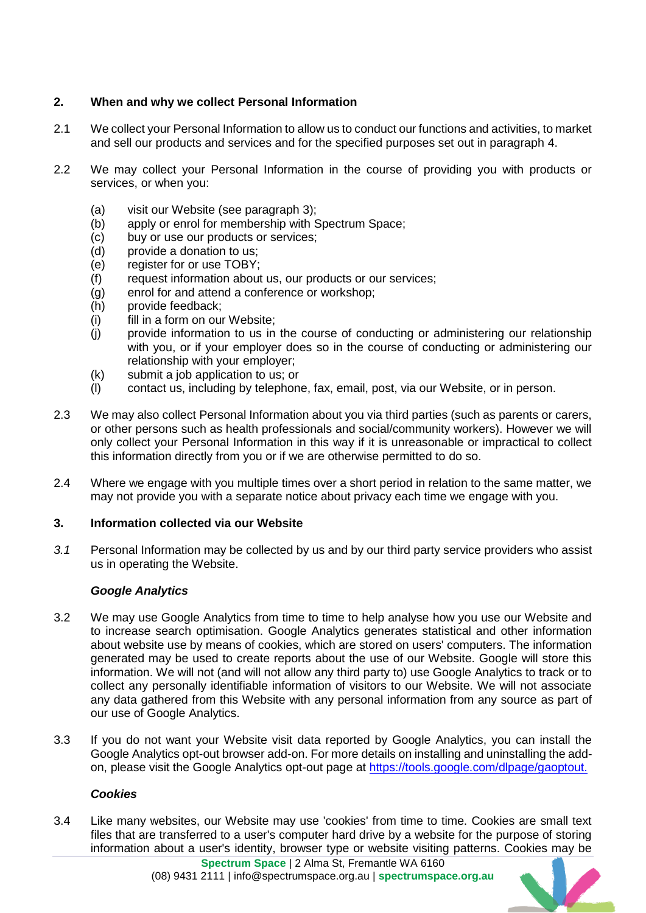## 2. When and why we collect Personal Information

2.1 We collect your Personal Information to allow us to conduct our functions and activities, to market and sell our products and services and for the specified purposes set out in paragraph 4.

2.2 We may collect your Personal Information in the course of providing you with products or services, or when you:

(a) visit our Website (see paragraph 3);
(b) apply or enrol for membership with Spectrum Space;
(c) buy or use our products or services;
(d) provide a donation to us;
(e) register for or use TOBY;
(f) request information about us, our products or our services;
(g) enrol for and attend a conference or workshop;
(h) provide feedback;
(i) fill in a form on our Website;
(j) provide information to us in the course of conducting or administering our relationship with you, or if your employer does so in the course of conducting or administering our relationship with your employer;
(k) submit a job application to us; or
(l) contact us, including by telephone, fax, email, post, via our Website, or in person.

2.3 We may also collect Personal Information about you via third parties (such as parents or carers, or other persons such as health professionals and social/community workers). However we will only collect your Personal Information in this way if it is unreasonable or impractical to collect this information directly from you or if we are otherwise permitted to do so.

2.4 Where we engage with you multiple times over a short period in relation to the same matter, we may not provide you with a separate notice about privacy each time we engage with you.

## 3. Information collected via our Website

*3.1* Personal Information may be collected by us and by our third party service providers who assist us in operating the Website.

***Google Analytics***

3.2 We may use Google Analytics from time to time to help analyse how you use our Website and to increase search optimisation. Google Analytics generates statistical and other information about website use by means of cookies, which are stored on users' computers. The information generated may be used to create reports about the use of our Website. Google will store this information. We will not (and will not allow any third party to) use Google Analytics to track or to collect any personally identifiable information of visitors to our Website. We will not associate any data gathered from this Website with any personal information from any source as part of our use of Google Analytics.

3.3 If you do not want your Website visit data reported by Google Analytics, you can install the Google Analytics opt-out browser add-on. For more details on installing and uninstalling the add-on, please visit the Google Analytics opt-out page at https://tools.google.com/dlpage/gaoptout.

***Cookies***

3.4 Like many websites, our Website may use 'cookies' from time to time. Cookies are small text files that are transferred to a user's computer hard drive by a website for the purpose of storing information about a user's identity, browser type or website visiting patterns. Cookies may be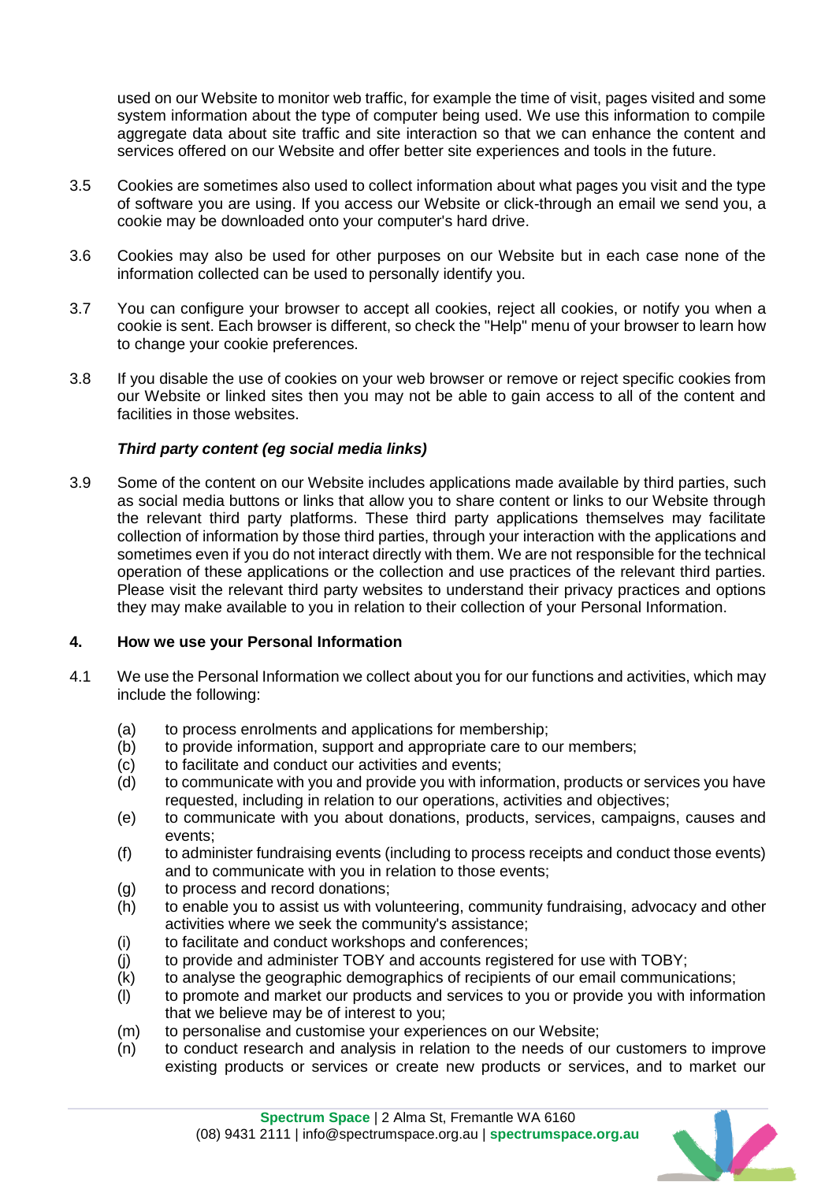used on our Website to monitor web traffic, for example the time of visit, pages visited and some system information about the type of computer being used. We use this information to compile aggregate data about site traffic and site interaction so that we can enhance the content and services offered on our Website and offer better site experiences and tools in the future.

3.5 Cookies are sometimes also used to collect information about what pages you visit and the type of software you are using. If you access our Website or click-through an email we send you, a cookie may be downloaded onto your computer's hard drive.

3.6 Cookies may also be used for other purposes on our Website but in each case none of the information collected can be used to personally identify you.

3.7 You can configure your browser to accept all cookies, reject all cookies, or notify you when a cookie is sent. Each browser is different, so check the "Help" menu of your browser to learn how to change your cookie preferences.

3.8 If you disable the use of cookies on your web browser or remove or reject specific cookies from our Website or linked sites then you may not be able to gain access to all of the content and facilities in those websites.

***Third party content (eg social media links)***

3.9 Some of the content on our Website includes applications made available by third parties, such as social media buttons or links that allow you to share content or links to our Website through the relevant third party platforms. These third party applications themselves may facilitate collection of information by those third parties, through your interaction with the applications and sometimes even if you do not interact directly with them. We are not responsible for the technical operation of these applications or the collection and use practices of the relevant third parties. Please visit the relevant third party websites to understand their privacy practices and options they may make available to you in relation to their collection of your Personal Information.

## 4. How we use your Personal Information

4.1 We use the Personal Information we collect about you for our functions and activities, which may include the following:

(a) to process enrolments and applications for membership;
(b) to provide information, support and appropriate care to our members;
(c) to facilitate and conduct our activities and events;
(d) to communicate with you and provide you with information, products or services you have requested, including in relation to our operations, activities and objectives;
(e) to communicate with you about donations, products, services, campaigns, causes and events;
(f) to administer fundraising events (including to process receipts and conduct those events) and to communicate with you in relation to those events;
(g) to process and record donations;
(h) to enable you to assist us with volunteering, community fundraising, advocacy and other activities where we seek the community's assistance;
(i) to facilitate and conduct workshops and conferences;
(j) to provide and administer TOBY and accounts registered for use with TOBY;
(k) to analyse the geographic demographics of recipients of our email communications;
(l) to promote and market our products and services to you or provide you with information that we believe may be of interest to you;
(m) to personalise and customise your experiences on our Website;
(n) to conduct research and analysis in relation to the needs of our customers to improve existing products or services or create new products or services, and to market our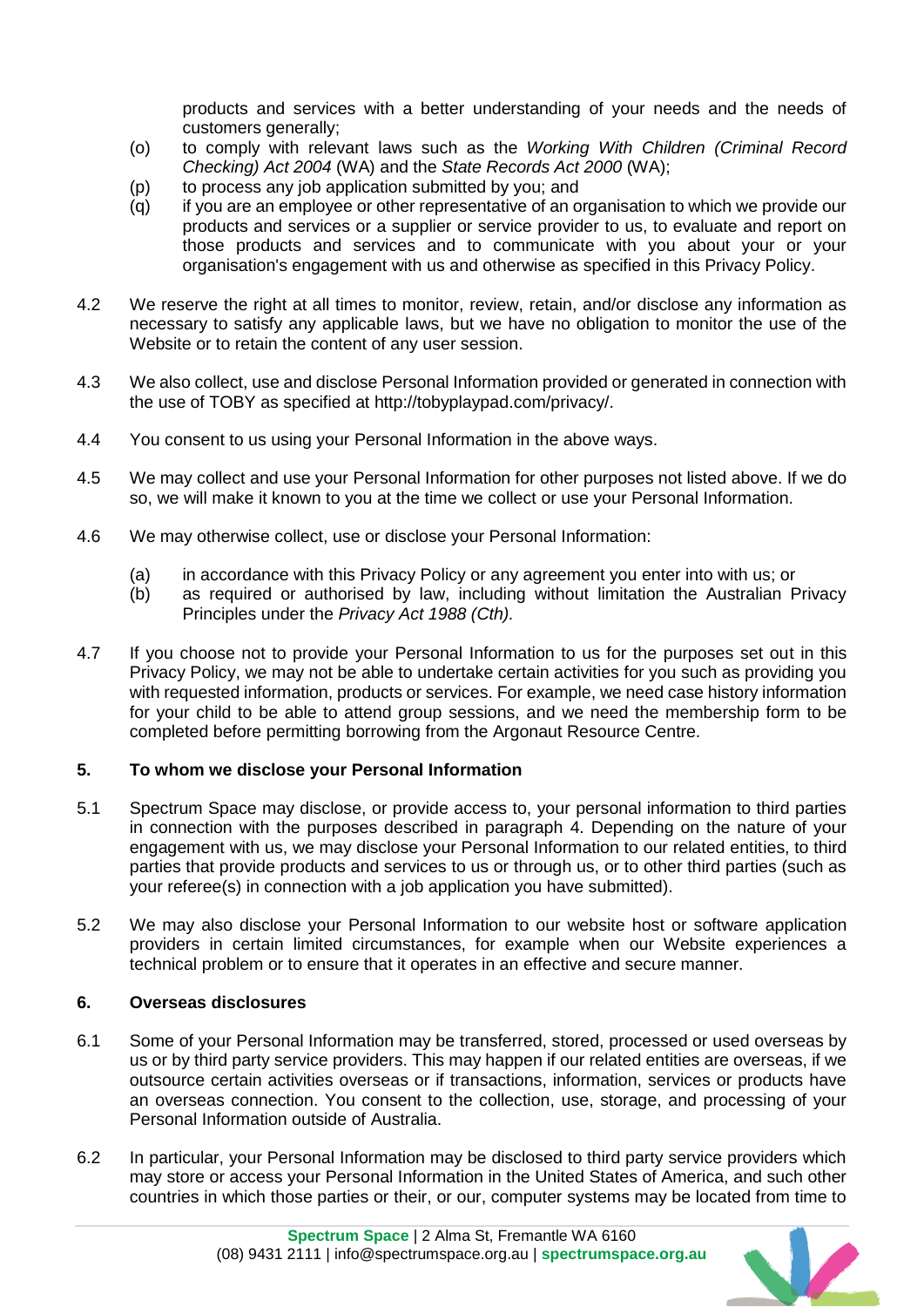products and services with a better understanding of your needs and the needs of customers generally;

(o) to comply with relevant laws such as the *Working With Children (Criminal Record Checking) Act 2004* (WA) and the *State Records Act 2000* (WA);

(p) to process any job application submitted by you; and

(q) if you are an employee or other representative of an organisation to which we provide our products and services or a supplier or service provider to us, to evaluate and report on those products and services and to communicate with you about your or your organisation's engagement with us and otherwise as specified in this Privacy Policy.

4.2 We reserve the right at all times to monitor, review, retain, and/or disclose any information as necessary to satisfy any applicable laws, but we have no obligation to monitor the use of the Website or to retain the content of any user session.

4.3 We also collect, use and disclose Personal Information provided or generated in connection with the use of TOBY as specified at http://tobyplaypad.com/privacy/.

4.4 You consent to us using your Personal Information in the above ways.

4.5 We may collect and use your Personal Information for other purposes not listed above. If we do so, we will make it known to you at the time we collect or use your Personal Information.

4.6 We may otherwise collect, use or disclose your Personal Information:

(a) in accordance with this Privacy Policy or any agreement you enter into with us; or

(b) as required or authorised by law, including without limitation the Australian Privacy Principles under the *Privacy Act 1988 (Cth).*

4.7 If you choose not to provide your Personal Information to us for the purposes set out in this Privacy Policy, we may not be able to undertake certain activities for you such as providing you with requested information, products or services. For example, we need case history information for your child to be able to attend group sessions, and we need the membership form to be completed before permitting borrowing from the Argonaut Resource Centre.

## 5. To whom we disclose your Personal Information

5.1 Spectrum Space may disclose, or provide access to, your personal information to third parties in connection with the purposes described in paragraph 4. Depending on the nature of your engagement with us, we may disclose your Personal Information to our related entities, to third parties that provide products and services to us or through us, or to other third parties (such as your referee(s) in connection with a job application you have submitted).

5.2 We may also disclose your Personal Information to our website host or software application providers in certain limited circumstances, for example when our Website experiences a technical problem or to ensure that it operates in an effective and secure manner.

## 6. Overseas disclosures

6.1 Some of your Personal Information may be transferred, stored, processed or used overseas by us or by third party service providers. This may happen if our related entities are overseas, if we outsource certain activities overseas or if transactions, information, services or products have an overseas connection. You consent to the collection, use, storage, and processing of your Personal Information outside of Australia.

6.2 In particular, your Personal Information may be disclosed to third party service providers which may store or access your Personal Information in the United States of America, and such other countries in which those parties or their, or our, computer systems may be located from time to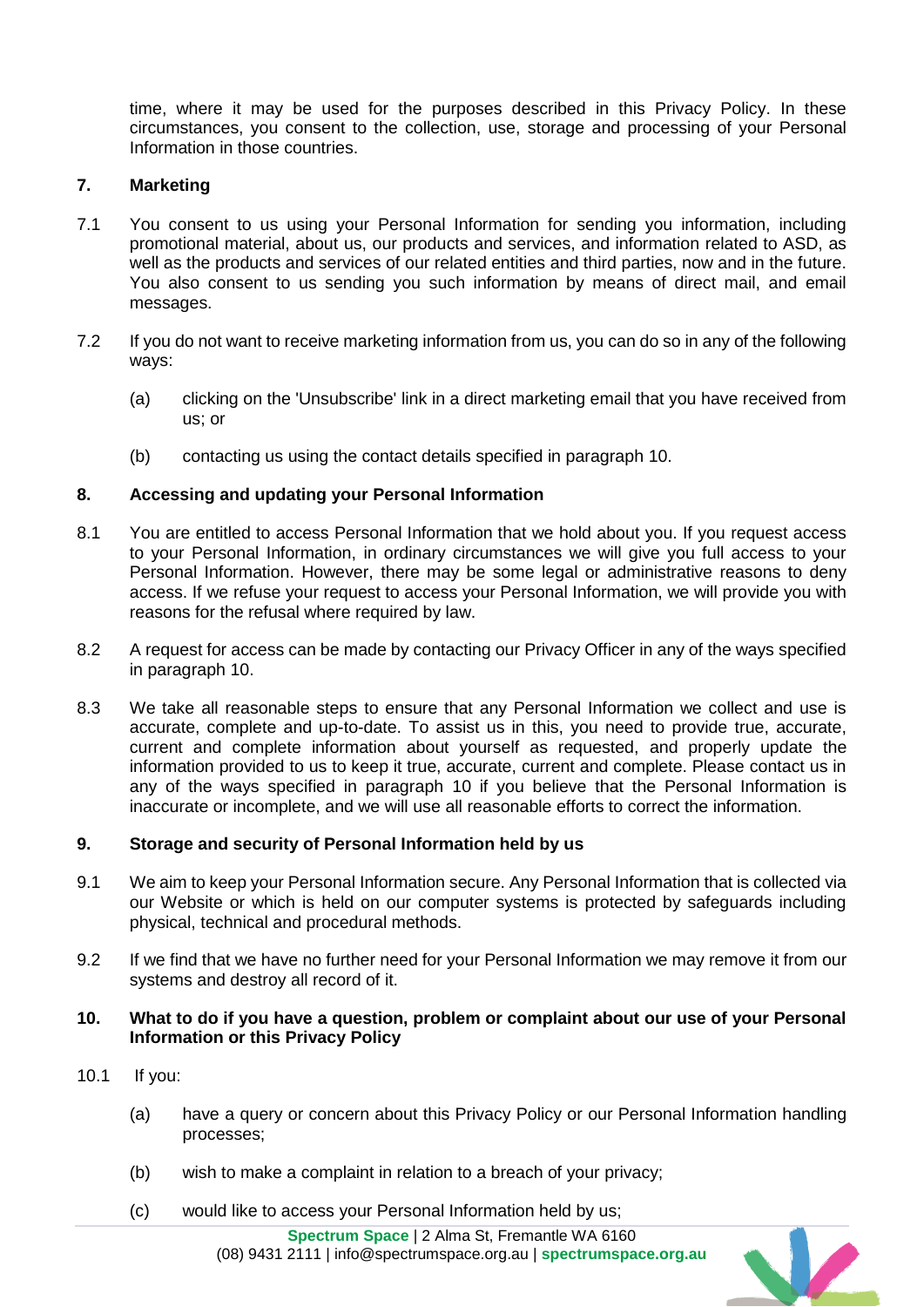time, where it may be used for the purposes described in this Privacy Policy. In these circumstances, you consent to the collection, use, storage and processing of your Personal Information in those countries.

## 7. Marketing

7.1 You consent to us using your Personal Information for sending you information, including promotional material, about us, our products and services, and information related to ASD, as well as the products and services of our related entities and third parties, now and in the future. You also consent to us sending you such information by means of direct mail, and email messages.

7.2 If you do not want to receive marketing information from us, you can do so in any of the following ways:

(a) clicking on the 'Unsubscribe' link in a direct marketing email that you have received from us; or

(b) contacting us using the contact details specified in paragraph 10.

## 8. Accessing and updating your Personal Information

8.1 You are entitled to access Personal Information that we hold about you. If you request access to your Personal Information, in ordinary circumstances we will give you full access to your Personal Information. However, there may be some legal or administrative reasons to deny access. If we refuse your request to access your Personal Information, we will provide you with reasons for the refusal where required by law.

8.2 A request for access can be made by contacting our Privacy Officer in any of the ways specified in paragraph 10.

8.3 We take all reasonable steps to ensure that any Personal Information we collect and use is accurate, complete and up-to-date. To assist us in this, you need to provide true, accurate, current and complete information about yourself as requested, and properly update the information provided to us to keep it true, accurate, current and complete. Please contact us in any of the ways specified in paragraph 10 if you believe that the Personal Information is inaccurate or incomplete, and we will use all reasonable efforts to correct the information.

## 9. Storage and security of Personal Information held by us

9.1 We aim to keep your Personal Information secure. Any Personal Information that is collected via our Website or which is held on our computer systems is protected by safeguards including physical, technical and procedural methods.

9.2 If we find that we have no further need for your Personal Information we may remove it from our systems and destroy all record of it.

## 10. What to do if you have a question, problem or complaint about our use of your Personal Information or this Privacy Policy

10.1 If you:

(a) have a query or concern about this Privacy Policy or our Personal Information handling processes;

(b) wish to make a complaint in relation to a breach of your privacy;

(c) would like to access your Personal Information held by us;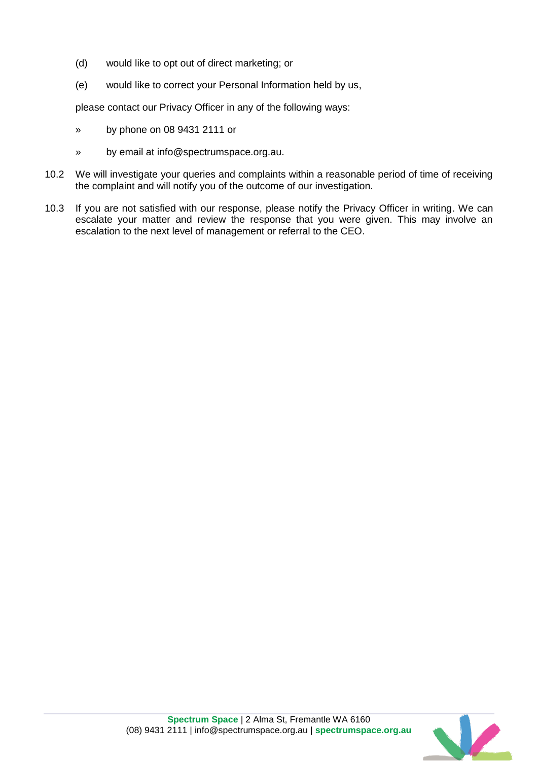(d) would like to opt out of direct marketing; or

(e) would like to correct your Personal Information held by us,

please contact our Privacy Officer in any of the following ways:

» by phone on 08 9431 2111 or

» by email at info@spectrumspace.org.au.

10.2 We will investigate your queries and complaints within a reasonable period of time of receiving the complaint and will notify you of the outcome of our investigation.

10.3 If you are not satisfied with our response, please notify the Privacy Officer in writing. We can escalate your matter and review the response that you were given. This may involve an escalation to the next level of management or referral to the CEO.